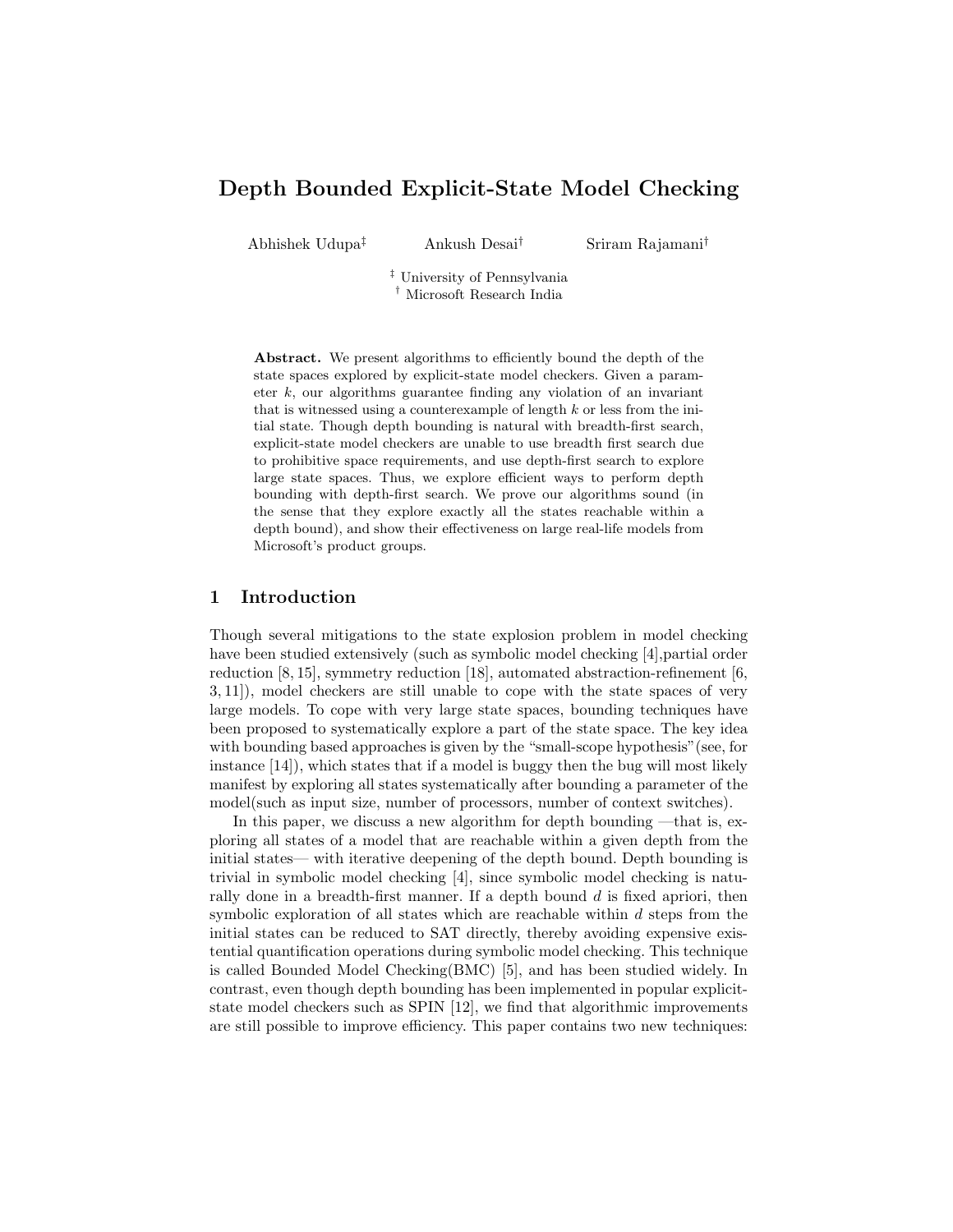# Depth Bounded Explicit-State Model Checking

Abhishek Udupa[‡] Ankush Desai[†] Sriram Rajamani[†]

[‡] University of Pennsylvania
[†] Microsoft Research India

**Abstract.** We present algorithms to efficiently bound the depth of the state spaces explored by explicit-state model checkers. Given a parameter $k$, our algorithms guarantee finding any violation of an invariant that is witnessed using a counterexample of length $k$ or less from the initial state. Though depth bounding is natural with breadth-first search, explicit-state model checkers are unable to use breadth first search due to prohibitive space requirements, and use depth-first search to explore large state spaces. Thus, we explore efficient ways to perform depth bounding with depth-first search. We prove our algorithms sound (in the sense that they explore exactly all the states reachable within a depth bound), and show their effectiveness on large real-life models from Microsoft's product groups.

## 1 Introduction

Though several mitigations to the state explosion problem in model checking have been studied extensively (such as symbolic model checking [4],partial order reduction [8, 15], symmetry reduction [18], automated abstraction-refinement [6, 3, 11]), model checkers are still unable to cope with the state spaces of very large models. To cope with very large state spaces, bounding techniques have been proposed to systematically explore a part of the state space. The key idea with bounding based approaches is given by the "small-scope hypothesis"(see, for instance [14]), which states that if a model is buggy then the bug will most likely manifest by exploring all states systematically after bounding a parameter of the model(such as input size, number of processors, number of context switches).

In this paper, we discuss a new algorithm for depth bounding —that is, exploring all states of a model that are reachable within a given depth from the initial states— with iterative deepening of the depth bound. Depth bounding is trivial in symbolic model checking [4], since symbolic model checking is naturally done in a breadth-first manner. If a depth bound $d$ is fixed apriori, then symbolic exploration of all states which are reachable within $d$ steps from the initial states can be reduced to SAT directly, thereby avoiding expensive existential quantification operations during symbolic model checking. This technique is called Bounded Model Checking(BMC) [5], and has been studied widely. In contrast, even though depth bounding has been implemented in popular explicit-state model checkers such as SPIN [12], we find that algorithmic improvements are still possible to improve efficiency. This paper contains two new techniques: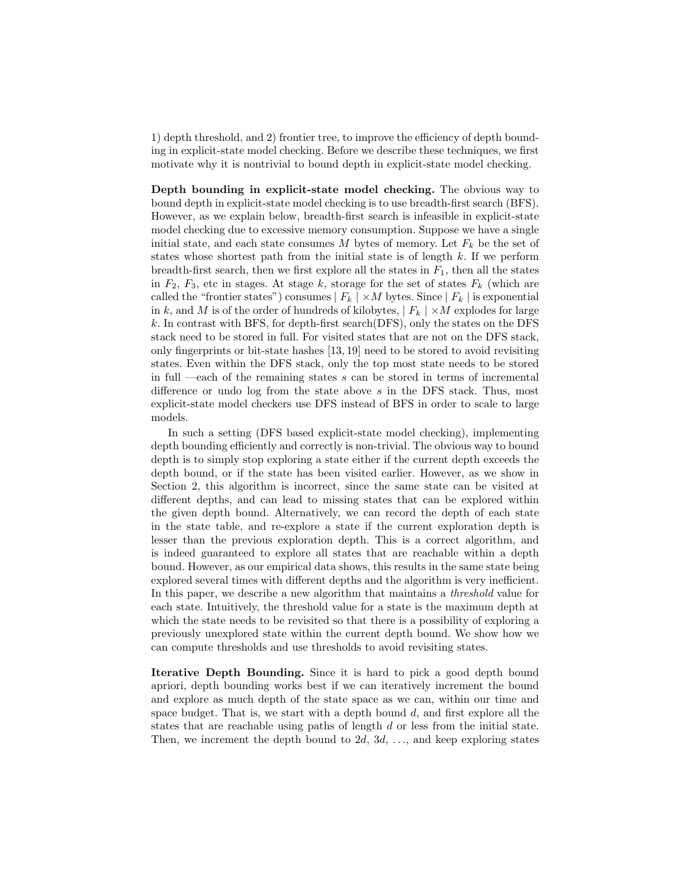1) depth threshold, and 2) frontier tree, to improve the efficiency of depth bounding in explicit-state model checking. Before we describe these techniques, we first motivate why it is nontrivial to bound depth in explicit-state model checking.

**Depth bounding in explicit-state model checking.** The obvious way to bound depth in explicit-state model checking is to use breadth-first search (BFS). However, as we explain below, breadth-first search is infeasible in explicit-state model checking due to excessive memory consumption. Suppose we have a single initial state, and each state consumes $M$ bytes of memory. Let $F_k$ be the set of states whose shortest path from the initial state is of length $k$. If we perform breadth-first search, then we first explore all the states in $F_1$, then all the states in $F_2$, $F_3$, etc in stages. At stage $k$, storage for the set of states $F_k$ (which are called the "frontier states") consumes $| F_k | \times M$ bytes. Since $| F_k |$ is exponential in $k$, and $M$ is of the order of hundreds of kilobytes, $| F_k | \times M$ explodes for large $k$. In contrast with BFS, for depth-first search(DFS), only the states on the DFS stack need to be stored in full. For visited states that are not on the DFS stack, only fingerprints or bit-state hashes [13, 19] need to be stored to avoid revisiting states. Even within the DFS stack, only the top most state needs to be stored in full —each of the remaining states $s$ can be stored in terms of incremental difference or undo log from the state above $s$ in the DFS stack. Thus, most explicit-state model checkers use DFS instead of BFS in order to scale to large models.

In such a setting (DFS based explicit-state model checking), implementing depth bounding efficiently and correctly is non-trivial. The obvious way to bound depth is to simply stop exploring a state either if the current depth exceeds the depth bound, or if the state has been visited earlier. However, as we show in Section 2, this algorithm is incorrect, since the same state can be visited at different depths, and can lead to missing states that can be explored within the given depth bound. Alternatively, we can record the depth of each state in the state table, and re-explore a state if the current exploration depth is lesser than the previous exploration depth. This is a correct algorithm, and is indeed guaranteed to explore all states that are reachable within a depth bound. However, as our empirical data shows, this results in the same state being explored several times with different depths and the algorithm is very inefficient. In this paper, we describe a new algorithm that maintains a *threshold* value for each state. Intuitively, the threshold value for a state is the maximum depth at which the state needs to be revisited so that there is a possibility of exploring a previously unexplored state within the current depth bound. We show how we can compute thresholds and use thresholds to avoid revisiting states.

**Iterative Depth Bounding.** Since it is hard to pick a good depth bound apriori, depth bounding works best if we can iteratively increment the bound and explore as much depth of the state space as we can, within our time and space budget. That is, we start with a depth bound $d$, and first explore all the states that are reachable using paths of length $d$ or less from the initial state. Then, we increment the depth bound to $2d$, $3d$, ..., and keep exploring states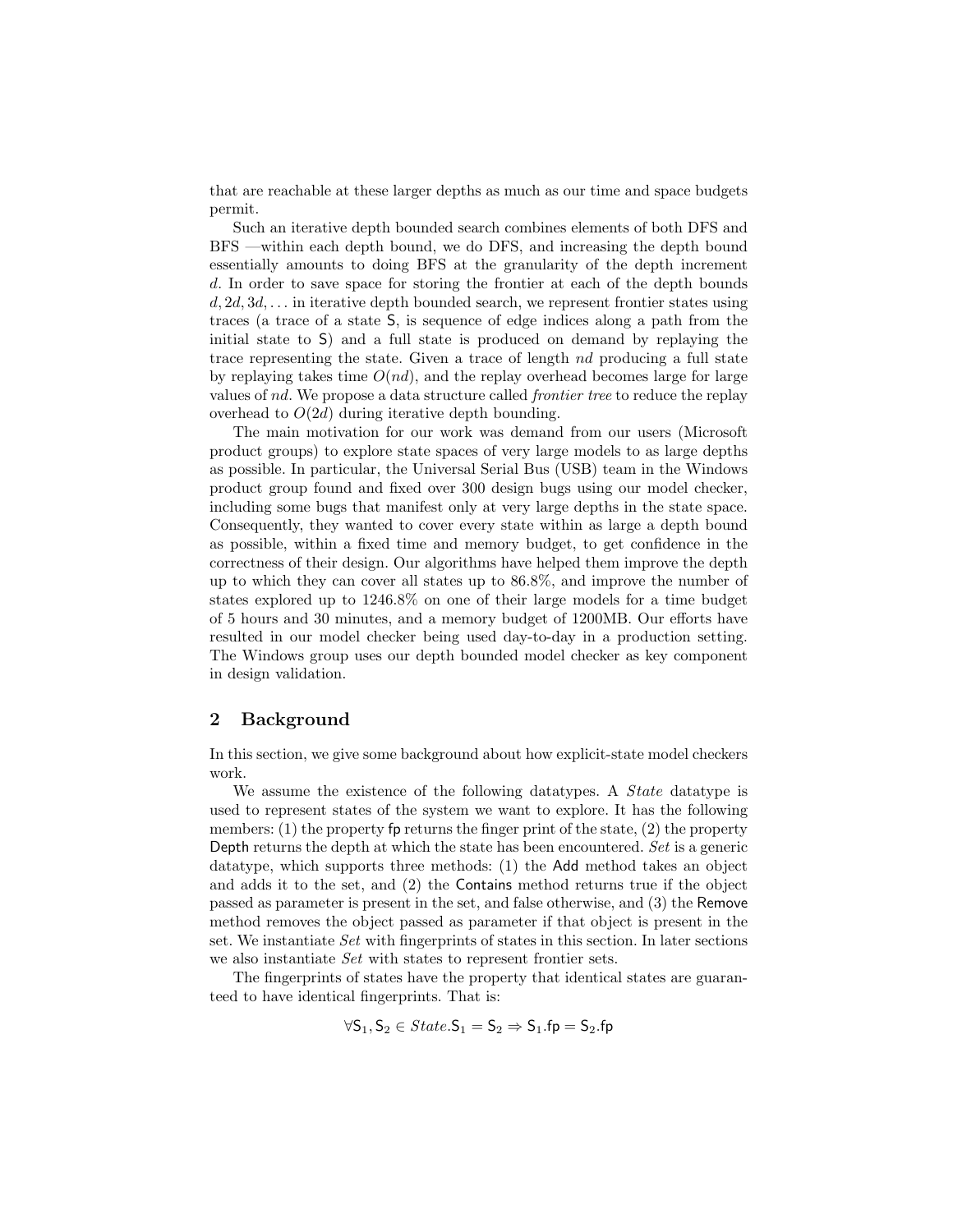that are reachable at these larger depths as much as our time and space budgets permit.

Such an iterative depth bounded search combines elements of both DFS and BFS —within each depth bound, we do DFS, and increasing the depth bound essentially amounts to doing BFS at the granularity of the depth increment $d$. In order to save space for storing the frontier at each of the depth bounds $d, 2d, 3d, \ldots$ in iterative depth bounded search, we represent frontier states using traces (a trace of a state S, is sequence of edge indices along a path from the initial state to S) and a full state is produced on demand by replaying the trace representing the state. Given a trace of length $nd$ producing a full state by replaying takes time $O(nd)$, and the replay overhead becomes large for large values of $nd$. We propose a data structure called *frontier tree* to reduce the replay overhead to $O(2d)$ during iterative depth bounding.

The main motivation for our work was demand from our users (Microsoft product groups) to explore state spaces of very large models to as large depths as possible. In particular, the Universal Serial Bus (USB) team in the Windows product group found and fixed over 300 design bugs using our model checker, including some bugs that manifest only at very large depths in the state space. Consequently, they wanted to cover every state within as large a depth bound as possible, within a fixed time and memory budget, to get confidence in the correctness of their design. Our algorithms have helped them improve the depth up to which they can cover all states up to 86.8%, and improve the number of states explored up to 1246.8% on one of their large models for a time budget of 5 hours and 30 minutes, and a memory budget of 1200MB. Our efforts have resulted in our model checker being used day-to-day in a production setting. The Windows group uses our depth bounded model checker as key component in design validation.

## 2 Background

In this section, we give some background about how explicit-state model checkers work.

We assume the existence of the following datatypes. A *State* datatype is used to represent states of the system we want to explore. It has the following members: (1) the property fp returns the finger print of the state, (2) the property Depth returns the depth at which the state has been encountered. *Set* is a generic datatype, which supports three methods: (1) the Add method takes an object and adds it to the set, and (2) the Contains method returns true if the object passed as parameter is present in the set, and false otherwise, and (3) the Remove method removes the object passed as parameter if that object is present in the set. We instantiate *Set* with fingerprints of states in this section. In later sections we also instantiate *Set* with states to represent frontier sets.

The fingerprints of states have the property that identical states are guaranteed to have identical fingerprints. That is:

$$\forall \mathsf{S}_1, \mathsf{S}_2 \in \mathit{State}. \mathsf{S}_1 = \mathsf{S}_2 \Rightarrow \mathsf{S}_1.\mathsf{fp} = \mathsf{S}_2.\mathsf{fp}$$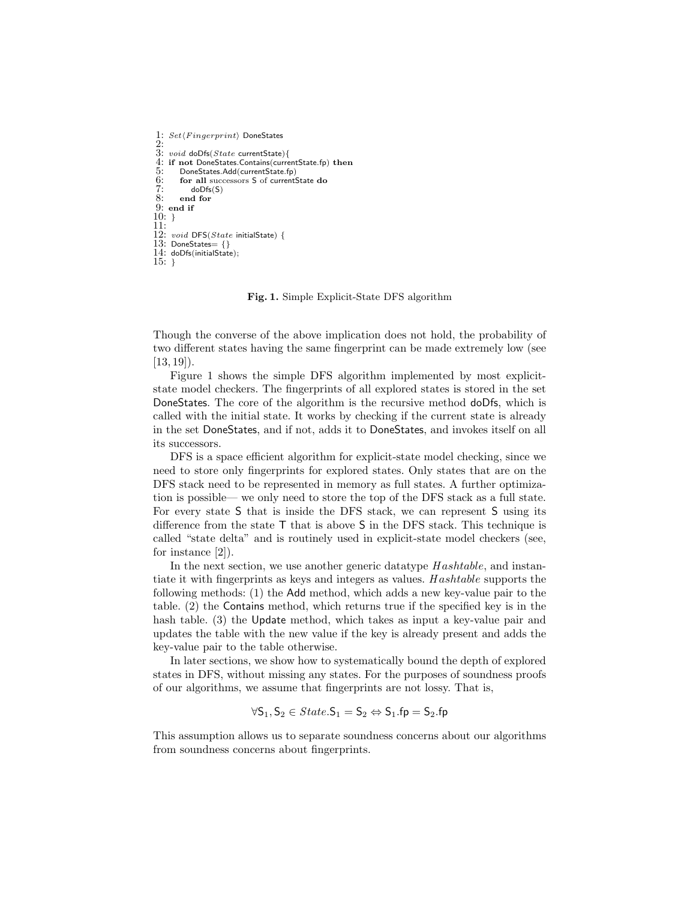```
1: Set⟨Fingerprint⟩ DoneStates
2:
3: void doDfs(State currentState){
4: if not DoneStates.Contains(currentState.fp) then
5:     DoneStates.Add(currentState.fp)
6:     for all successors S of currentState do
7:         doDfs(S)
8:     end for
9: end if
10: }
11:
12: void DFS(State initialState) {
13: DoneStates= {}
14: doDfs(initialState);
15: }
```

**Fig. 1.** Simple Explicit-State DFS algorithm

Though the converse of the above implication does not hold, the probability of two different states having the same fingerprint can be made extremely low (see [13, 19]).

Figure 1 shows the simple DFS algorithm implemented by most explicit-state model checkers. The fingerprints of all explored states is stored in the set DoneStates. The core of the algorithm is the recursive method doDfs, which is called with the initial state. It works by checking if the current state is already in the set DoneStates, and if not, adds it to DoneStates, and invokes itself on all its successors.

DFS is a space efficient algorithm for explicit-state model checking, since we need to store only fingerprints for explored states. Only states that are on the DFS stack need to be represented in memory as full states. A further optimization is possible— we only need to store the top of the DFS stack as a full state. For every state S that is inside the DFS stack, we can represent S using its difference from the state T that is above S in the DFS stack. This technique is called "state delta" and is routinely used in explicit-state model checkers (see, for instance [2]).

In the next section, we use another generic datatype *Hashtable*, and instantiate it with fingerprints as keys and integers as values. *Hashtable* supports the following methods: (1) the Add method, which adds a new key-value pair to the table. (2) the Contains method, which returns true if the specified key is in the hash table. (3) the Update method, which takes as input a key-value pair and updates the table with the new value if the key is already present and adds the key-value pair to the table otherwise.

In later sections, we show how to systematically bound the depth of explored states in DFS, without missing any states. For the purposes of soundness proofs of our algorithms, we assume that fingerprints are not lossy. That is,

$$\forall \mathsf{S}_1, \mathsf{S}_2 \in State. \mathsf{S}_1 = \mathsf{S}_2 \Leftrightarrow \mathsf{S}_1.\mathsf{fp} = \mathsf{S}_2.\mathsf{fp}$$

This assumption allows us to separate soundness concerns about our algorithms from soundness concerns about fingerprints.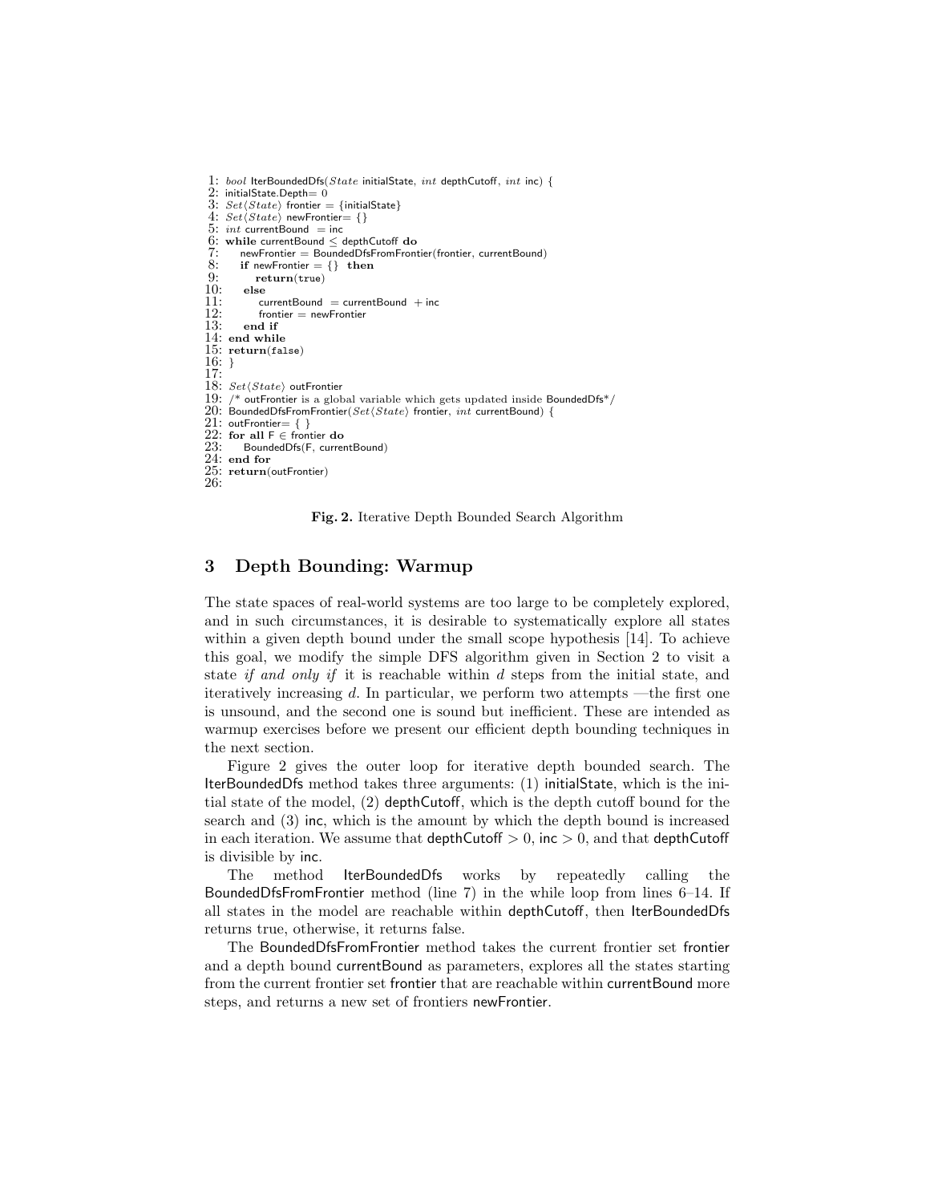```
1: bool IterBoundedDfs(State initialState, int depthCutoff, int inc) {
2: initialState.Depth= 0
3: Set⟨State⟩ frontier = {initialState}
4: Set⟨State⟩ newFrontier= {}
5: int currentBound = inc
6: while currentBound ≤ depthCutoff do
7:    newFrontier = BoundedDfsFromFrontier(frontier, currentBound)
8:    if newFrontier = {} then
9:       return(true)
10:   else
11:      currentBound = currentBound + inc
12:      frontier = newFrontier
13:   end if
14: end while
15: return(false)
16: }
17:
18: Set⟨State⟩ outFrontier
19: /* outFrontier is a global variable which gets updated inside BoundedDfs*/
20: BoundedDfsFromFrontier(Set⟨State⟩ frontier, int currentBound) {
21: outFrontier= { }
22: for all F ∈ frontier do
23:    BoundedDfs(F, currentBound)
24: end for
25: return(outFrontier)
26:
```

**Fig. 2.** Iterative Depth Bounded Search Algorithm

## 3 Depth Bounding: Warmup

The state spaces of real-world systems are too large to be completely explored, and in such circumstances, it is desirable to systematically explore all states within a given depth bound under the small scope hypothesis [14]. To achieve this goal, we modify the simple DFS algorithm given in Section 2 to visit a state *if and only if* it is reachable within $d$ steps from the initial state, and iteratively increasing $d$. In particular, we perform two attempts —the first one is unsound, and the second one is sound but inefficient. These are intended as warmup exercises before we present our efficient depth bounding techniques in the next section.

Figure 2 gives the outer loop for iterative depth bounded search. The IterBoundedDfs method takes three arguments: (1) initialState, which is the initial state of the model, (2) depthCutoff, which is the depth cutoff bound for the search and (3) inc, which is the amount by which the depth bound is increased in each iteration. We assume that depthCutoff $> 0$, inc $> 0$, and that depthCutoff is divisible by inc.

The method IterBoundedDfs works by repeatedly calling the BoundedDfsFromFrontier method (line 7) in the while loop from lines 6–14. If all states in the model are reachable within depthCutoff, then IterBoundedDfs returns true, otherwise, it returns false.

The BoundedDfsFromFrontier method takes the current frontier set frontier and a depth bound currentBound as parameters, explores all the states starting from the current frontier set frontier that are reachable within currentBound more steps, and returns a new set of frontiers newFrontier.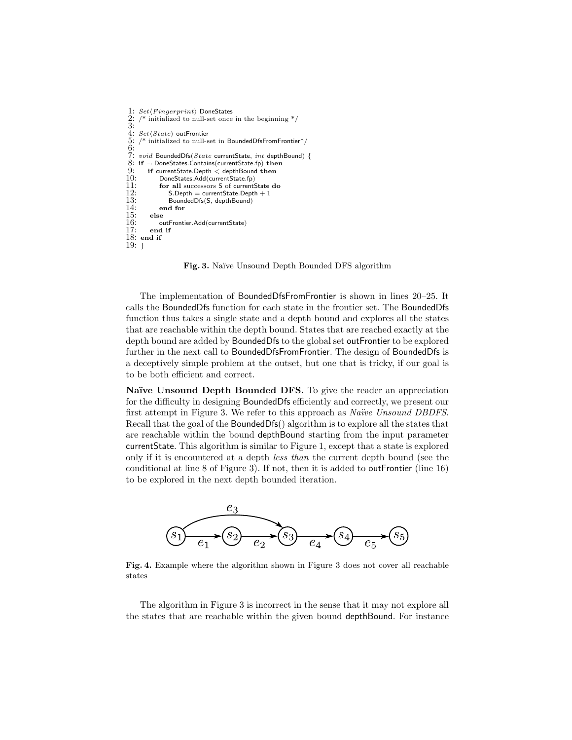```
1: Set⟨Fingerprint⟩ DoneStates
2: /* initialized to null-set once in the beginning */
3:
4: Set⟨State⟩ outFrontier
5: /* initialized to null-set in BoundedDfsFromFrontier*/
6:
7: void BoundedDfs(State currentState, int depthBound) {
8: if ¬ DoneStates.Contains(currentState.fp) then
9:     if currentState.Depth < depthBound then
10:        DoneStates.Add(currentState.fp)
11:        for all successors S of currentState do
12:            S.Depth = currentState.Depth + 1
13:            BoundedDfs(S, depthBound)
14:        end for
15:    else
16:        outFrontier.Add(currentState)
17:    end if
18: end if
19: }
```

**Fig. 3.** Naïve Unsound Depth Bounded DFS algorithm

The implementation of BoundedDfsFromFrontier is shown in lines 20–25. It calls the BoundedDfs function for each state in the frontier set. The BoundedDfs function thus takes a single state and a depth bound and explores all the states that are reachable within the depth bound. States that are reached exactly at the depth bound are added by BoundedDfs to the global set outFrontier to be explored further in the next call to BoundedDfsFromFrontier. The design of BoundedDfs is a deceptively simple problem at the outset, but one that is tricky, if our goal is to be both efficient and correct.

**Naïve Unsound Depth Bounded DFS.** To give the reader an appreciation for the difficulty in designing BoundedDfs efficiently and correctly, we present our first attempt in Figure 3. We refer to this approach as *Naïve Unsound DBDFS*. Recall that the goal of the BoundedDfs() algorithm is to explore all the states that are reachable within the bound depthBound starting from the input parameter currentState. This algorithm is similar to Figure 1, except that a state is explored only if it is encountered at a depth *less than* the current depth bound (see the conditional at line 8 of Figure 3). If not, then it is added to outFrontier (line 16) to be explored in the next depth bounded iteration.

$$s_1 \xrightarrow{e_1} s_2 \xrightarrow{e_2} s_3 \xrightarrow{e_4} s_4 \xrightarrow{e_5} s_5, \quad s_1 \xrightarrow{e_3} s_3$$

**Fig. 4.** Example where the algorithm shown in Figure 3 does not cover all reachable states

The algorithm in Figure 3 is incorrect in the sense that it may not explore all the states that are reachable within the given bound depthBound. For instance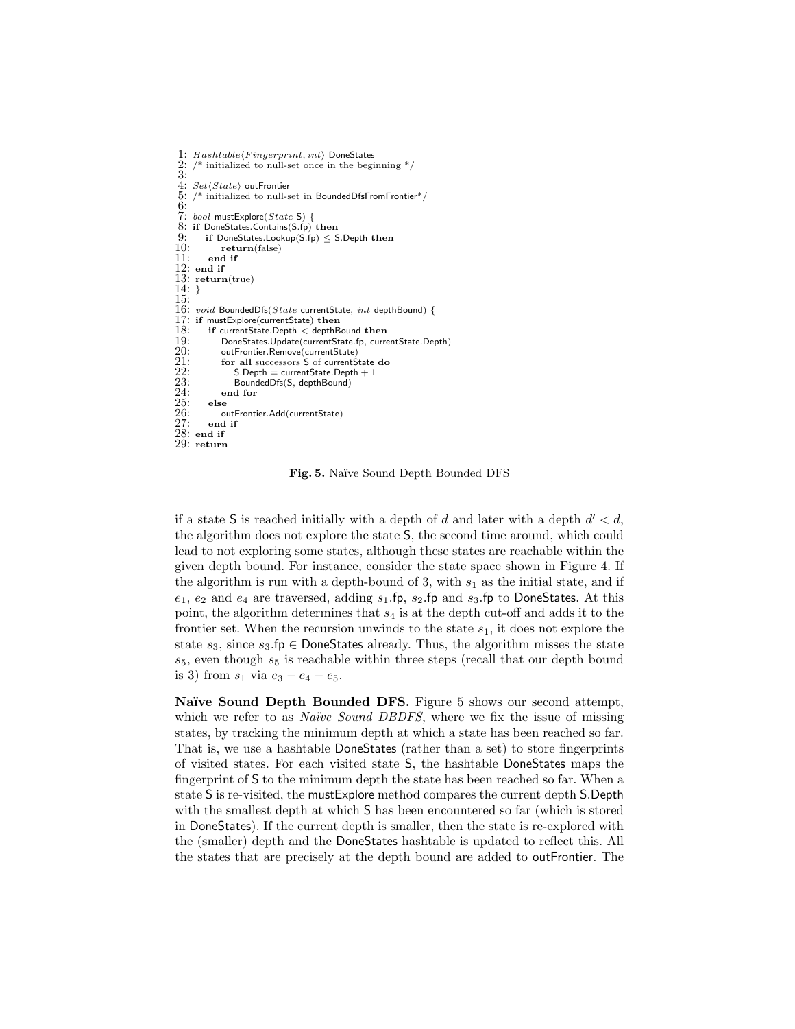```
1:  Hashtable⟨Fingerprint, int⟩ DoneStates
2:  /* initialized to null-set once in the beginning */
3:
4:  Set⟨State⟩ outFrontier
5:  /* initialized to null-set in BoundedDfsFromFrontier*/
6:
7:  bool mustExplore(State S) {
8:  if DoneStates.Contains(S.fp) then
9:     if DoneStates.Lookup(S.fp) ≤ S.Depth then
10:        return(false)
11:    end if
12: end if
13: return(true)
14: }
15:
16: void BoundedDfs(State currentState, int depthBound) {
17: if mustExplore(currentState) then
18:    if currentState.Depth < depthBound then
19:       DoneStates.Update(currentState.fp, currentState.Depth)
20:       outFrontier.Remove(currentState)
21:       for all successors S of currentState do
22:          S.Depth = currentState.Depth + 1
23:          BoundedDfs(S, depthBound)
24:       end for
25:    else
26:       outFrontier.Add(currentState)
27:    end if
28: end if
29: return
```

**Fig. 5.** Naïve Sound Depth Bounded DFS

if a state S is reached initially with a depth of $d$ and later with a depth $d' < d$, the algorithm does not explore the state S, the second time around, which could lead to not exploring some states, although these states are reachable within the given depth bound. For instance, consider the state space shown in Figure 4. If the algorithm is run with a depth-bound of 3, with $s_1$ as the initial state, and if $e_1$, $e_2$ and $e_4$ are traversed, adding $s_1$.fp, $s_2$.fp and $s_3$.fp to DoneStates. At this point, the algorithm determines that $s_4$ is at the depth cut-off and adds it to the frontier set. When the recursion unwinds to the state $s_1$, it does not explore the state $s_3$, since $s_3$.fp $\in$ DoneStates already. Thus, the algorithm misses the state $s_5$, even though $s_5$ is reachable within three steps (recall that our depth bound is 3) from $s_1$ via $e_3 - e_4 - e_5$.

**Naïve Sound Depth Bounded DFS.** Figure 5 shows our second attempt, which we refer to as *Naïve Sound DBDFS*, where we fix the issue of missing states, by tracking the minimum depth at which a state has been reached so far. That is, we use a hashtable DoneStates (rather than a set) to store fingerprints of visited states. For each visited state S, the hashtable DoneStates maps the fingerprint of S to the minimum depth the state has been reached so far. When a state S is re-visited, the mustExplore method compares the current depth S.Depth with the smallest depth at which S has been encountered so far (which is stored in DoneStates). If the current depth is smaller, then the state is re-explored with the (smaller) depth and the DoneStates hashtable is updated to reflect this. All the states that are precisely at the depth bound are added to outFrontier. The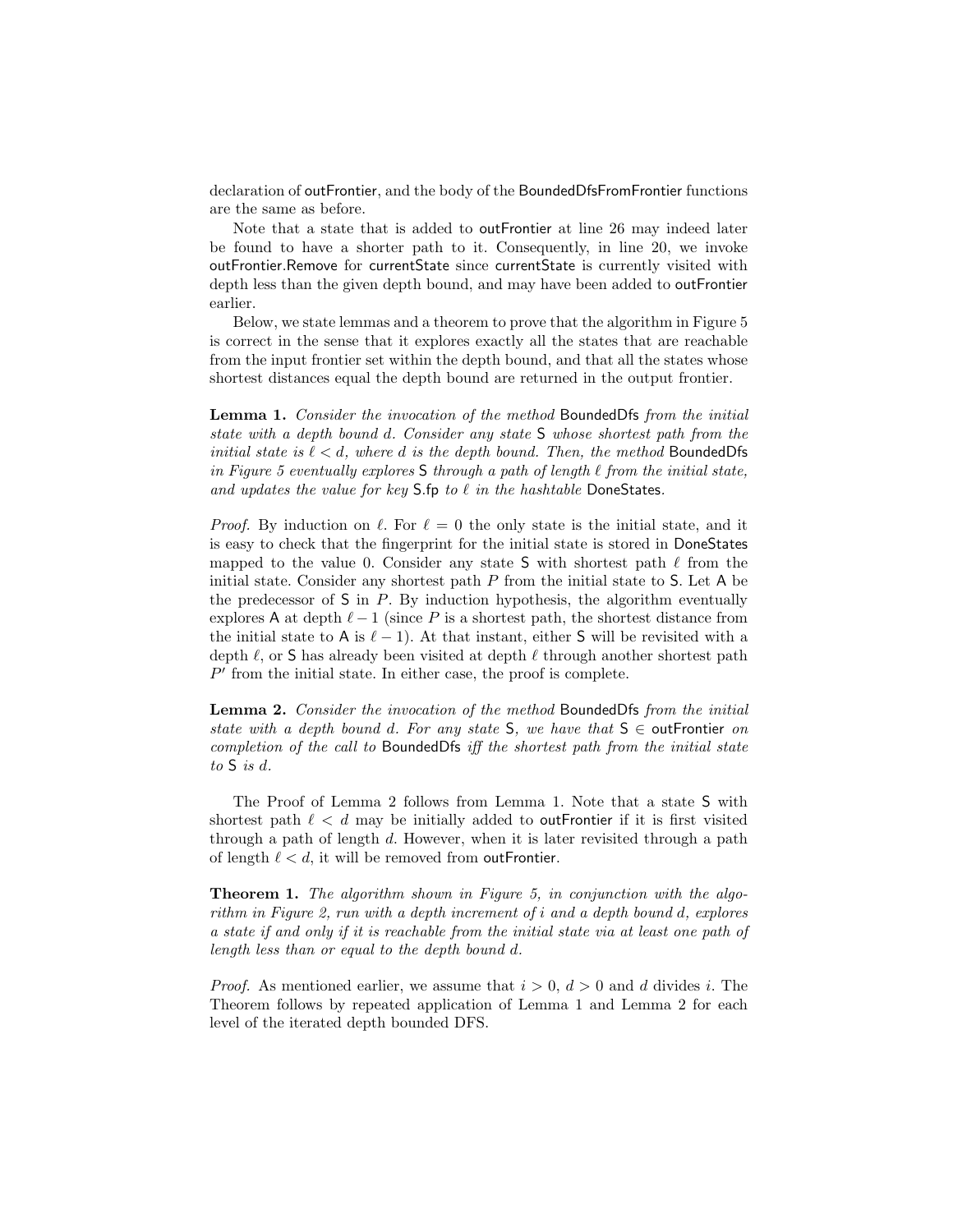declaration of outFrontier, and the body of the BoundedDfsFromFrontier functions are the same as before.

Note that a state that is added to outFrontier at line 26 may indeed later be found to have a shorter path to it. Consequently, in line 20, we invoke outFrontier.Remove for currentState since currentState is currently visited with depth less than the given depth bound, and may have been added to outFrontier earlier.

Below, we state lemmas and a theorem to prove that the algorithm in Figure 5 is correct in the sense that it explores exactly all the states that are reachable from the input frontier set within the depth bound, and that all the states whose shortest distances equal the depth bound are returned in the output frontier.

**Lemma 1.** *Consider the invocation of the method* BoundedDfs *from the initial state with a depth bound $d$. Consider any state* S *whose shortest path from the initial state is $\ell < d$, where $d$ is the depth bound. Then, the method* BoundedDfs *in Figure 5 eventually explores* S *through a path of length $\ell$ from the initial state, and updates the value for key* S.fp *to $\ell$ in the hashtable* DoneStates*.*

*Proof.* By induction on $\ell$. For $\ell = 0$ the only state is the initial state, and it is easy to check that the fingerprint for the initial state is stored in DoneStates mapped to the value 0. Consider any state S with shortest path $\ell$ from the initial state. Consider any shortest path $P$ from the initial state to S. Let A be the predecessor of S in $P$. By induction hypothesis, the algorithm eventually explores A at depth $\ell - 1$ (since $P$ is a shortest path, the shortest distance from the initial state to A is $\ell - 1$). At that instant, either S will be revisited with a depth $\ell$, or S has already been visited at depth $\ell$ through another shortest path $P'$ from the initial state. In either case, the proof is complete.

**Lemma 2.** *Consider the invocation of the method* BoundedDfs *from the initial state with a depth bound $d$. For any state* S*, we have that* S $\in$ outFrontier *on completion of the call to* BoundedDfs *iff the shortest path from the initial state to* S *is $d$.*

The Proof of Lemma 2 follows from Lemma 1. Note that a state S with shortest path $\ell < d$ may be initially added to outFrontier if it is first visited through a path of length $d$. However, when it is later revisited through a path of length $\ell < d$, it will be removed from outFrontier.

**Theorem 1.** *The algorithm shown in Figure 5, in conjunction with the algorithm in Figure 2, run with a depth increment of $i$ and a depth bound $d$, explores a state if and only if it is reachable from the initial state via at least one path of length less than or equal to the depth bound $d$.*

*Proof.* As mentioned earlier, we assume that $i > 0$, $d > 0$ and $d$ divides $i$. The Theorem follows by repeated application of Lemma 1 and Lemma 2 for each level of the iterated depth bounded DFS.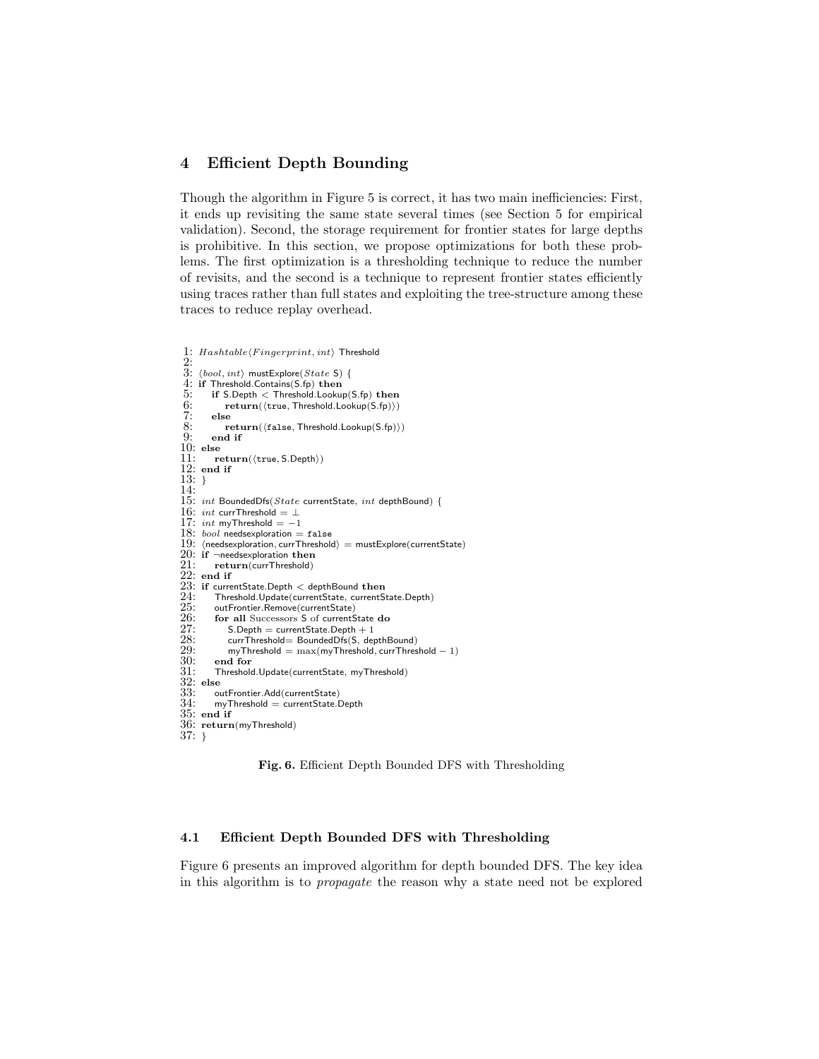## 4 Efficient Depth Bounding

Though the algorithm in Figure 5 is correct, it has two main inefficiencies: First, it ends up revisiting the same state several times (see Section 5 for empirical validation). Second, the storage requirement for frontier states for large depths is prohibitive. In this section, we propose optimizations for both these problems. The first optimization is a thresholding technique to reduce the number of revisits, and the second is a technique to represent frontier states efficiently using traces rather than full states and exploiting the tree-structure among these traces to reduce replay overhead.

```
1: Hashtable⟨Fingerprint, int⟩ Threshold
2:
3: ⟨bool, int⟩ mustExplore(State S) {
4: if Threshold.Contains(S.fp) then
5:    if S.Depth < Threshold.Lookup(S.fp) then
6:       return(⟨true, Threshold.Lookup(S.fp)⟩)
7:    else
8:       return(⟨false, Threshold.Lookup(S.fp)⟩)
9:    end if
10: else
11:    return(⟨true, S.Depth⟩)
12: end if
13: }
14:
15: int BoundedDfs(State currentState, int depthBound) {
16: int currThreshold = ⊥
17: int myThreshold = −1
18: bool needsexploration = false
19: ⟨needsexploration, currThreshold⟩ = mustExplore(currentState)
20: if ¬needsexploration then
21:    return(currThreshold)
22: end if
23: if currentState.Depth < depthBound then
24:    Threshold.Update(currentState, currentState.Depth)
25:    outFrontier.Remove(currentState)
26:    for all Successors S of currentState do
27:       S.Depth = currentState.Depth + 1
28:       currThreshold= BoundedDfs(S, depthBound)
29:       myThreshold = max(myThreshold, currThreshold − 1)
30:    end for
31:    Threshold.Update(currentState, myThreshold)
32: else
33:    outFrontier.Add(currentState)
34:    myThreshold = currentState.Depth
35: end if
36: return(myThreshold)
37: }
```

**Fig. 6.** Efficient Depth Bounded DFS with Thresholding

### 4.1 Efficient Depth Bounded DFS with Thresholding

Figure 6 presents an improved algorithm for depth bounded DFS. The key idea in this algorithm is to *propagate* the reason why a state need not be explored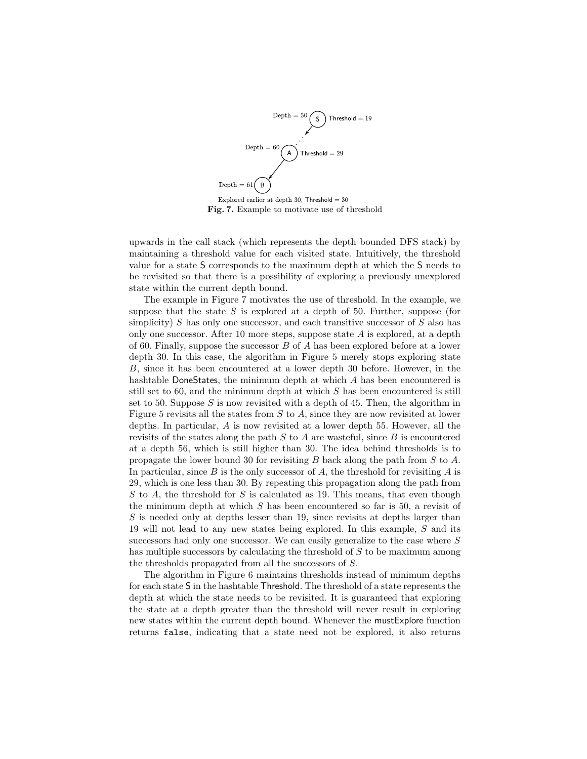Depth = 50 S Threshold = 19

Depth = 60 A Threshold = 29

Depth = 61 B

Explored earlier at depth 30, Threshold = 30

**Fig. 7.** Example to motivate use of threshold

upwards in the call stack (which represents the depth bounded DFS stack) by maintaining a threshold value for each visited state. Intuitively, the threshold value for a state S corresponds to the maximum depth at which the S needs to be revisited so that there is a possibility of exploring a previously unexplored state within the current depth bound.

The example in Figure 7 motivates the use of threshold. In the example, we suppose that the state $S$ is explored at a depth of 50. Further, suppose (for simplicity) $S$ has only one successor, and each transitive successor of $S$ also has only one successor. After 10 more steps, suppose state $A$ is explored, at a depth of 60. Finally, suppose the successor $B$ of $A$ has been explored before at a lower depth 30. In this case, the algorithm in Figure 5 merely stops exploring state $B$, since it has been encountered at a lower depth 30 before. However, in the hashtable DoneStates, the minimum depth at which $A$ has been encountered is still set to 60, and the minimum depth at which $S$ has been encountered is still set to 50. Suppose $S$ is now revisited with a depth of 45. Then, the algorithm in Figure 5 revisits all the states from $S$ to $A$, since they are now revisited at lower depths. In particular, $A$ is now revisited at a lower depth 55. However, all the revisits of the states along the path $S$ to $A$ are wasteful, since $B$ is encountered at a depth 56, which is still higher than 30. The idea behind thresholds is to propagate the lower bound 30 for revisiting $B$ back along the path from $S$ to $A$. In particular, since $B$ is the only successor of $A$, the threshold for revisiting $A$ is 29, which is one less than 30. By repeating this propagation along the path from $S$ to $A$, the threshold for $S$ is calculated as 19. This means, that even though the minimum depth at which $S$ has been encountered so far is 50, a revisit of $S$ is needed only at depths lesser than 19, since revisits at depths larger than 19 will not lead to any new states being explored. In this example, $S$ and its successors had only one successor. We can easily generalize to the case where $S$ has multiple successors by calculating the threshold of $S$ to be maximum among the thresholds propagated from all the successors of $S$.

The algorithm in Figure 6 maintains thresholds instead of minimum depths for each state S in the hashtable Threshold. The threshold of a state represents the depth at which the state needs to be revisited. It is guaranteed that exploring the state at a depth greater than the threshold will never result in exploring new states within the current depth bound. Whenever the mustExplore function returns `false`, indicating that a state need not be explored, it also returns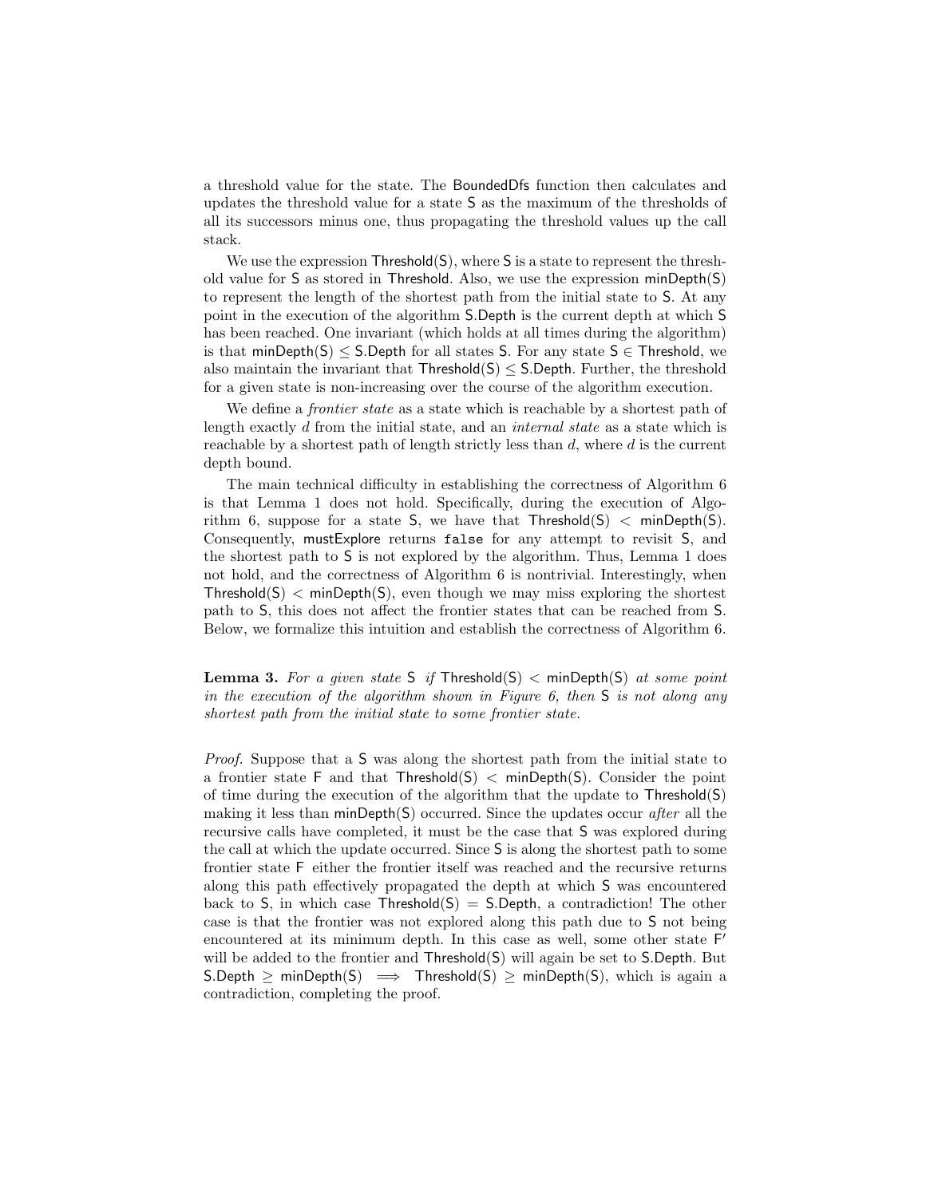a threshold value for the state. The BoundedDfs function then calculates and updates the threshold value for a state S as the maximum of the thresholds of all its successors minus one, thus propagating the threshold values up the call stack.

We use the expression Threshold(S), where S is a state to represent the threshold value for S as stored in Threshold. Also, we use the expression minDepth(S) to represent the length of the shortest path from the initial state to S. At any point in the execution of the algorithm S.Depth is the current depth at which S has been reached. One invariant (which holds at all times during the algorithm) is that minDepth(S) $\leq$ S.Depth for all states S. For any state S $\in$ Threshold, we also maintain the invariant that Threshold(S) $\leq$ S.Depth. Further, the threshold for a given state is non-increasing over the course of the algorithm execution.

We define a *frontier state* as a state which is reachable by a shortest path of length exactly $d$ from the initial state, and an *internal state* as a state which is reachable by a shortest path of length strictly less than $d$, where $d$ is the current depth bound.

The main technical difficulty in establishing the correctness of Algorithm 6 is that Lemma 1 does not hold. Specifically, during the execution of Algorithm 6, suppose for a state S, we have that Threshold(S) $<$ minDepth(S). Consequently, mustExplore returns `false` for any attempt to revisit S, and the shortest path to S is not explored by the algorithm. Thus, Lemma 1 does not hold, and the correctness of Algorithm 6 is nontrivial. Interestingly, when Threshold(S) $<$ minDepth(S), even though we may miss exploring the shortest path to S, this does not affect the frontier states that can be reached from S. Below, we formalize this intuition and establish the correctness of Algorithm 6.

**Lemma 3.** *For a given state* S *if* Threshold(S) $<$ minDepth(S) *at some point in the execution of the algorithm shown in Figure 6, then* S *is not along any shortest path from the initial state to some frontier state.*

*Proof.* Suppose that a S was along the shortest path from the initial state to a frontier state F and that Threshold(S) $<$ minDepth(S). Consider the point of time during the execution of the algorithm that the update to Threshold(S) making it less than minDepth(S) occurred. Since the updates occur *after* all the recursive calls have completed, it must be the case that S was explored during the call at which the update occurred. Since S is along the shortest path to some frontier state F either the frontier itself was reached and the recursive returns along this path effectively propagated the depth at which S was encountered back to S, in which case Threshold(S) = S.Depth, a contradiction! The other case is that the frontier was not explored along this path due to S not being encountered at its minimum depth. In this case as well, some other state F′ will be added to the frontier and Threshold(S) will again be set to S.Depth. But S.Depth $\geq$ minDepth(S) $\implies$ Threshold(S) $\geq$ minDepth(S), which is again a contradiction, completing the proof.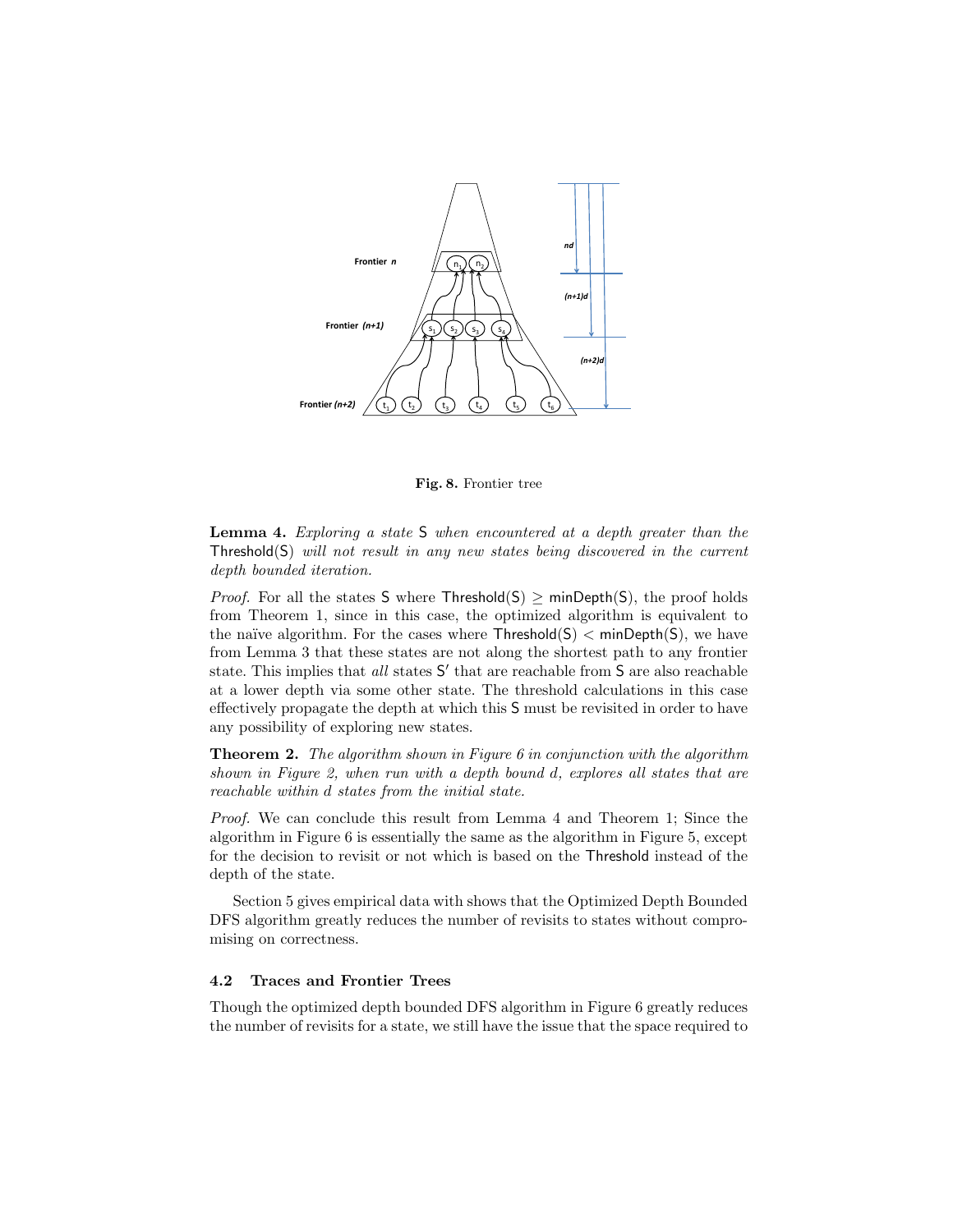**Fig. 8.** Frontier tree

**Lemma 4.** *Exploring a state* S *when encountered at a depth greater than the* Threshold(S) *will not result in any new states being discovered in the current depth bounded iteration.*

*Proof.* For all the states S where Threshold(S) $\geq$ minDepth(S), the proof holds from Theorem 1, since in this case, the optimized algorithm is equivalent to the naïve algorithm. For the cases where Threshold(S) $<$ minDepth(S), we have from Lemma 3 that these states are not along the shortest path to any frontier state. This implies that *all* states S′ that are reachable from S are also reachable at a lower depth via some other state. The threshold calculations in this case effectively propagate the depth at which this S must be revisited in order to have any possibility of exploring new states.

**Theorem 2.** *The algorithm shown in Figure 6 in conjunction with the algorithm shown in Figure 2, when run with a depth bound d, explores all states that are reachable within d states from the initial state.*

*Proof.* We can conclude this result from Lemma 4 and Theorem 1; Since the algorithm in Figure 6 is essentially the same as the algorithm in Figure 5, except for the decision to revisit or not which is based on the Threshold instead of the depth of the state.

Section 5 gives empirical data with shows that the Optimized Depth Bounded DFS algorithm greatly reduces the number of revisits to states without compromising on correctness.

### 4.2 Traces and Frontier Trees

Though the optimized depth bounded DFS algorithm in Figure 6 greatly reduces the number of revisits for a state, we still have the issue that the space required to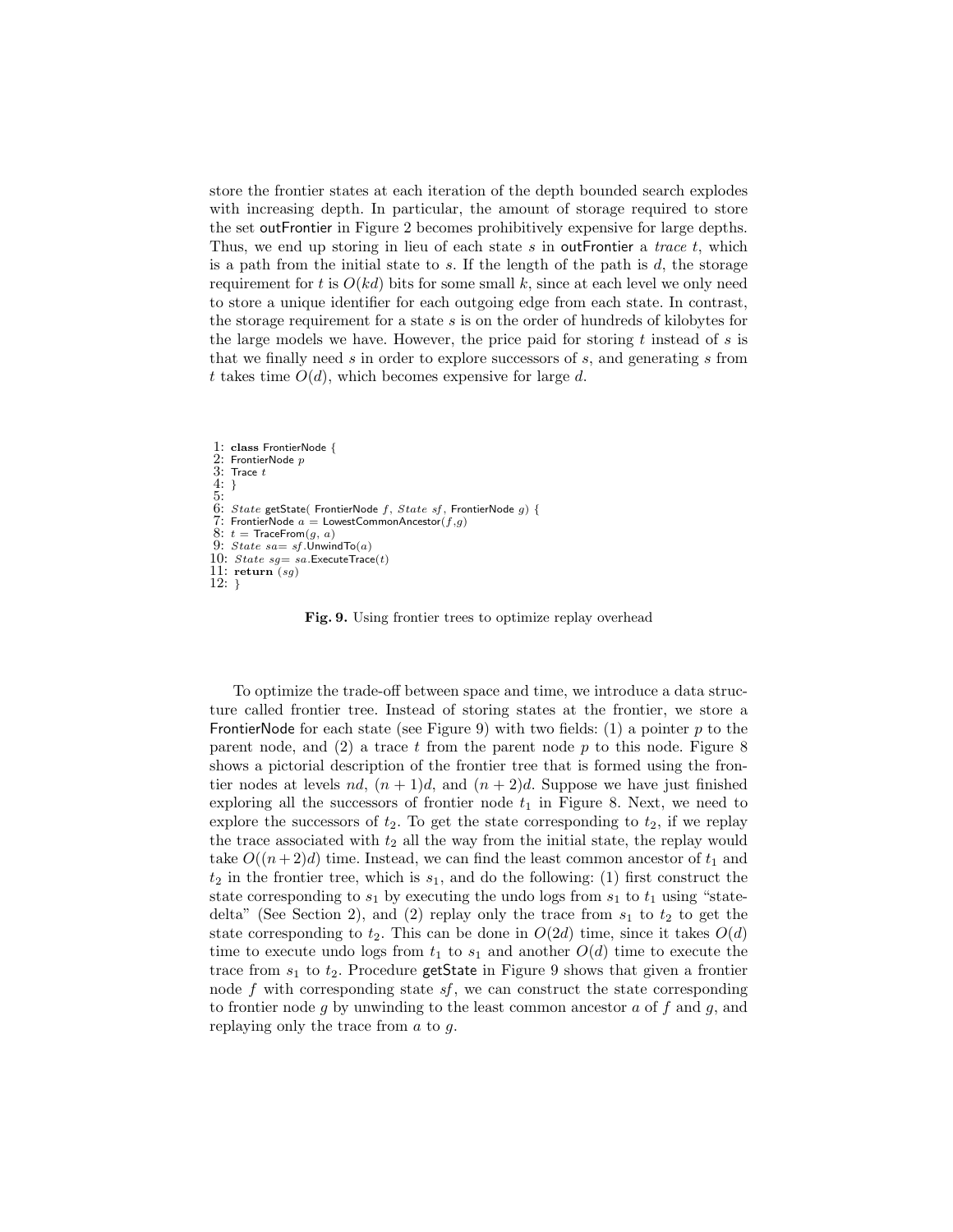store the frontier states at each iteration of the depth bounded search explodes with increasing depth. In particular, the amount of storage required to store the set outFrontier in Figure 2 becomes prohibitively expensive for large depths. Thus, we end up storing in lieu of each state $s$ in outFrontier a *trace* $t$, which is a path from the initial state to $s$. If the length of the path is $d$, the storage requirement for $t$ is $O(kd)$ bits for some small $k$, since at each level we only need to store a unique identifier for each outgoing edge from each state. In contrast, the storage requirement for a state $s$ is on the order of hundreds of kilobytes for the large models we have. However, the price paid for storing $t$ instead of $s$ is that we finally need $s$ in order to explore successors of $s$, and generating $s$ from $t$ takes time $O(d)$, which becomes expensive for large $d$.

```
1: class FrontierNode {
2: FrontierNode p
3: Trace t
4: }
5:
6: State getState( FrontierNode f, State sf, FrontierNode g) {
7: FrontierNode a = LowestCommonAncestor(f,g)
8: t = TraceFrom(g, a)
9: State sa= sf.UnwindTo(a)
10: State sg= sa.ExecuteTrace(t)
11: return (sg)
12: }
```

**Fig. 9.** Using frontier trees to optimize replay overhead

To optimize the trade-off between space and time, we introduce a data structure called frontier tree. Instead of storing states at the frontier, we store a FrontierNode for each state (see Figure 9) with two fields: (1) a pointer $p$ to the parent node, and (2) a trace $t$ from the parent node $p$ to this node. Figure 8 shows a pictorial description of the frontier tree that is formed using the frontier nodes at levels $nd$, $(n+1)d$, and $(n+2)d$. Suppose we have just finished exploring all the successors of frontier node $t_1$ in Figure 8. Next, we need to explore the successors of $t_2$. To get the state corresponding to $t_2$, if we replay the trace associated with $t_2$ all the way from the initial state, the replay would take $O((n+2)d)$ time. Instead, we can find the least common ancestor of $t_1$ and $t_2$ in the frontier tree, which is $s_1$, and do the following: (1) first construct the state corresponding to $s_1$ by executing the undo logs from $s_1$ to $t_1$ using "state-delta" (See Section 2), and (2) replay only the trace from $s_1$ to $t_2$ to get the state corresponding to $t_2$. This can be done in $O(2d)$ time, since it takes $O(d)$ time to execute undo logs from $t_1$ to $s_1$ and another $O(d)$ time to execute the trace from $s_1$ to $t_2$. Procedure getState in Figure 9 shows that given a frontier node $f$ with corresponding state $sf$, we can construct the state corresponding to frontier node $g$ by unwinding to the least common ancestor $a$ of $f$ and $g$, and replaying only the trace from $a$ to $g$.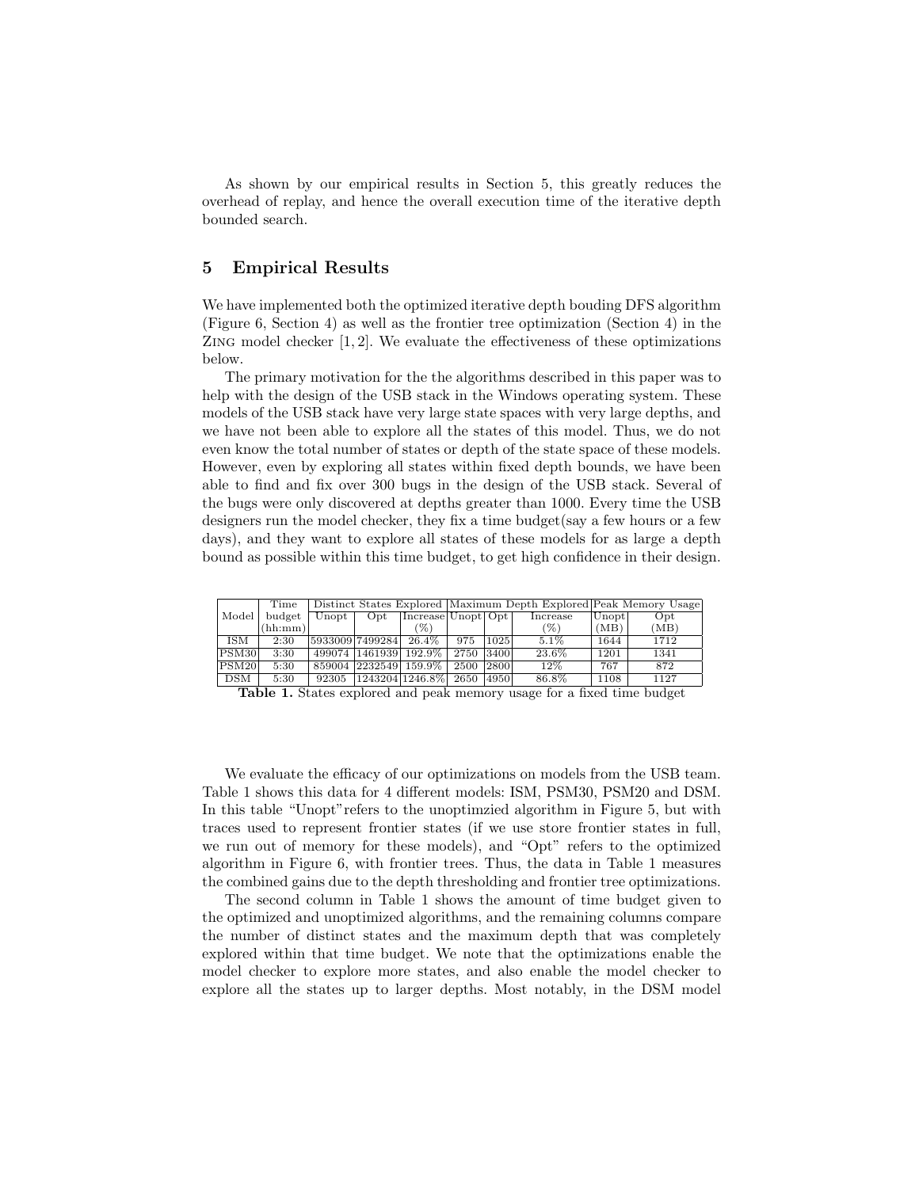As shown by our empirical results in Section 5, this greatly reduces the overhead of replay, and hence the overall execution time of the iterative depth bounded search.

## 5 Empirical Results

We have implemented both the optimized iterative depth bouding DFS algorithm (Figure 6, Section 4) as well as the frontier tree optimization (Section 4) in the ZING model checker [1, 2]. We evaluate the effectiveness of these optimizations below.

The primary motivation for the the algorithms described in this paper was to help with the design of the USB stack in the Windows operating system. These models of the USB stack have very large state spaces with very large depths, and we have not been able to explore all the states of this model. Thus, we do not even know the total number of states or depth of the state space of these models. However, even by exploring all states within fixed depth bounds, we have been able to find and fix over 300 bugs in the design of the USB stack. Several of the bugs were only discovered at depths greater than 1000. Every time the USB designers run the model checker, they fix a time budget(say a few hours or a few days), and they want to explore all states of these models for as large a depth bound as possible within this time budget, to get high confidence in their design.

| Model | Time budget (hh:mm) | Distinct States Explored | | | Maximum Depth Explored | | | Peak Memory Usage | |
|---|---|---|---|---|---|---|---|---|---|
| | | Unopt | Opt | Increase (%) | Unopt | Opt | Increase (%) | Unopt (MB) | Opt (MB) |
| ISM | 2:30 | 5933009 | 7499284 | 26.4% | 975 | 1025 | 5.1% | 1644 | 1712 |
| PSM30 | 3:30 | 499074 | 1461939 | 192.9% | 2750 | 3400 | 23.6% | 1201 | 1341 |
| PSM20 | 5:30 | 859004 | 2232549 | 159.9% | 2500 | 2800 | 12% | 767 | 872 |
| DSM | 5:30 | 92305 | 1243204 | 1246.8% | 2650 | 4950 | 86.8% | 1108 | 1127 |

**Table 1.** States explored and peak memory usage for a fixed time budget

We evaluate the efficacy of our optimizations on models from the USB team. Table 1 shows this data for 4 different models: ISM, PSM30, PSM20 and DSM. In this table "Unopt"refers to the unoptimzied algorithm in Figure 5, but with traces used to represent frontier states (if we use store frontier states in full, we run out of memory for these models), and "Opt" refers to the optimized algorithm in Figure 6, with frontier trees. Thus, the data in Table 1 measures the combined gains due to the depth thresholding and frontier tree optimizations.

The second column in Table 1 shows the amount of time budget given to the optimized and unoptimized algorithms, and the remaining columns compare the number of distinct states and the maximum depth that was completely explored within that time budget. We note that the optimizations enable the model checker to explore more states, and also enable the model checker to explore all the states up to larger depths. Most notably, in the DSM model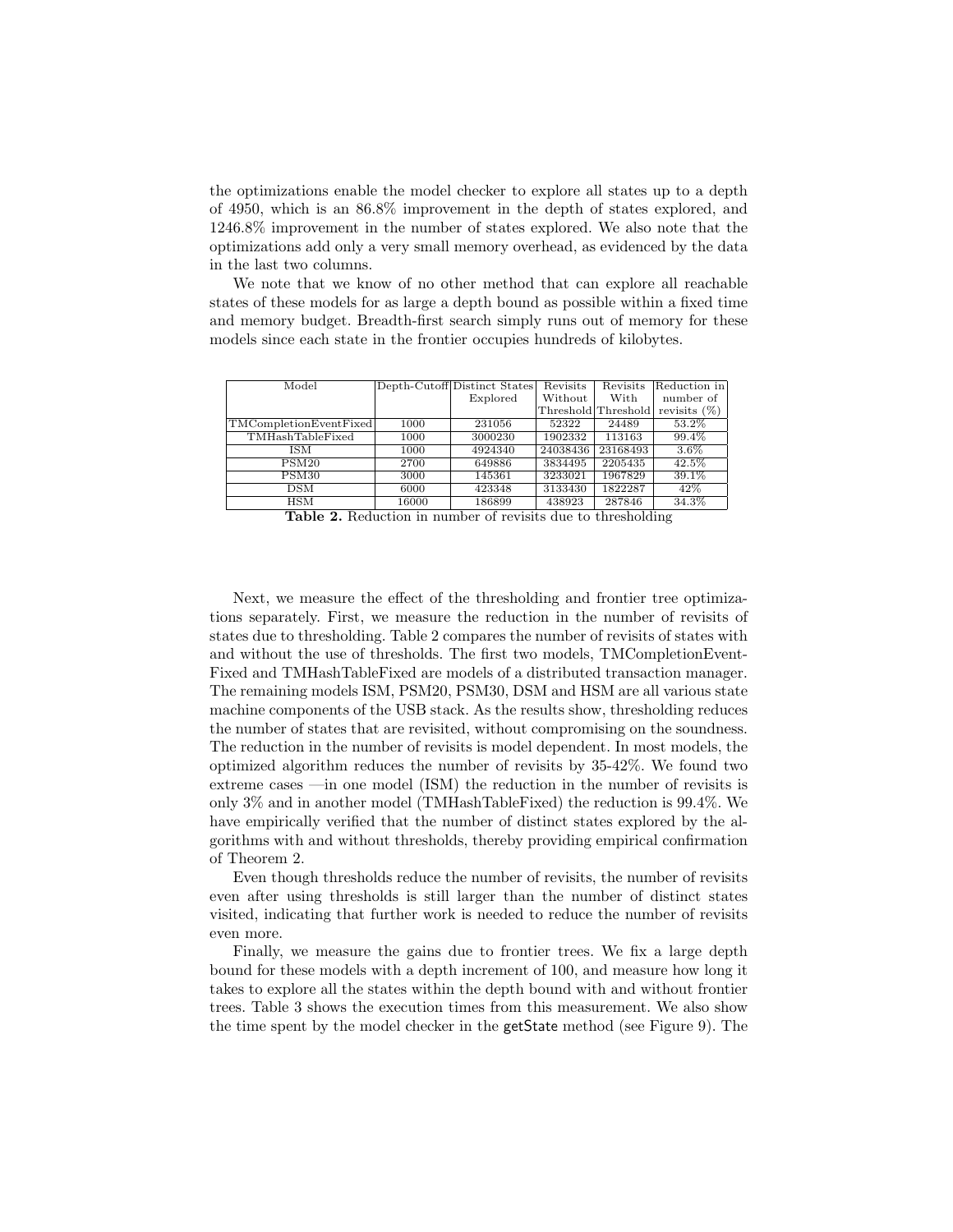the optimizations enable the model checker to explore all states up to a depth of 4950, which is an 86.8% improvement in the depth of states explored, and 1246.8% improvement in the number of states explored. We also note that the optimizations add only a very small memory overhead, as evidenced by the data in the last two columns.

We note that we know of no other method that can explore all reachable states of these models for as large a depth bound as possible within a fixed time and memory budget. Breadth-first search simply runs out of memory for these models since each state in the frontier occupies hundreds of kilobytes.

| Model | Depth-Cutoff | Distinct States Explored | Revisits Without Threshold | Revisits With Threshold | Reduction in number of revisits (%) |
|---|---|---|---|---|---|
| TMCompletionEventFixed | 1000 | 231056 | 52322 | 24489 | 53.2% |
| TMHashTableFixed | 1000 | 3000230 | 1902332 | 113163 | 99.4% |
| ISM | 1000 | 4924340 | 24038436 | 23168493 | 3.6% |
| PSM20 | 2700 | 649886 | 3834495 | 2205435 | 42.5% |
| PSM30 | 3000 | 145361 | 3233021 | 1967829 | 39.1% |
| DSM | 6000 | 423348 | 3133430 | 1822287 | 42% |
| HSM | 16000 | 186899 | 438923 | 287846 | 34.3% |

**Table 2.** Reduction in number of revisits due to thresholding

Next, we measure the effect of the thresholding and frontier tree optimizations separately. First, we measure the reduction in the number of revisits of states due to thresholding. Table 2 compares the number of revisits of states with and without the use of thresholds. The first two models, TMCompletionEventFixed and TMHashTableFixed are models of a distributed transaction manager. The remaining models ISM, PSM20, PSM30, DSM and HSM are all various state machine components of the USB stack. As the results show, thresholding reduces the number of states that are revisited, without compromising on the soundness. The reduction in the number of revisits is model dependent. In most models, the optimized algorithm reduces the number of revisits by 35-42%. We found two extreme cases —in one model (ISM) the reduction in the number of revisits is only 3% and in another model (TMHashTableFixed) the reduction is 99.4%. We have empirically verified that the number of distinct states explored by the algorithms with and without thresholds, thereby providing empirical confirmation of Theorem 2.

Even though thresholds reduce the number of revisits, the number of revisits even after using thresholds is still larger than the number of distinct states visited, indicating that further work is needed to reduce the number of revisits even more.

Finally, we measure the gains due to frontier trees. We fix a large depth bound for these models with a depth increment of 100, and measure how long it takes to explore all the states within the depth bound with and without frontier trees. Table 3 shows the execution times from this measurement. We also show the time spent by the model checker in the getState method (see Figure 9). The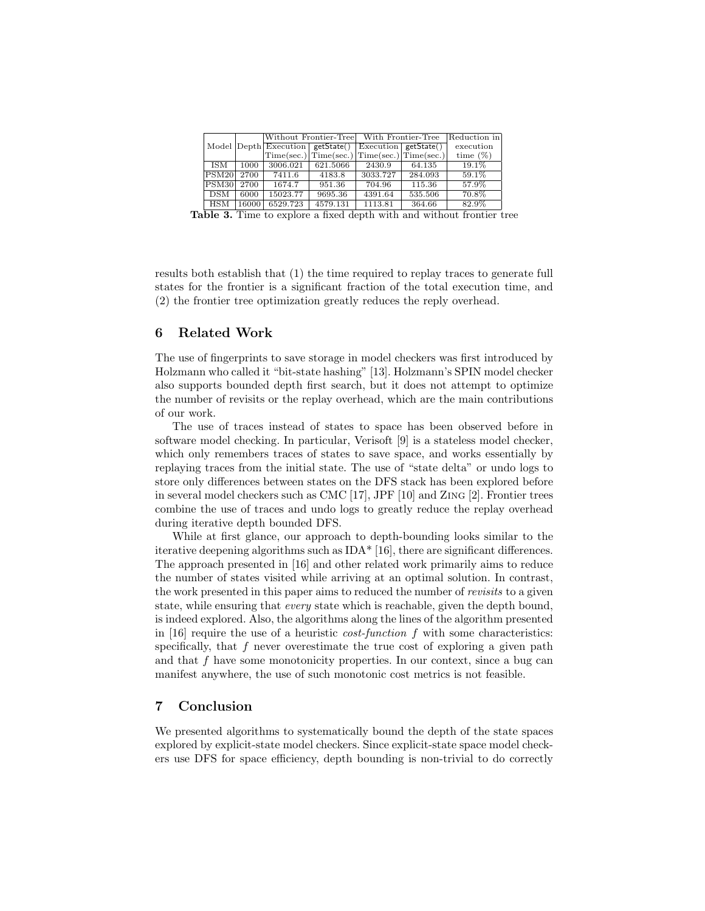| Model | Depth | Without Frontier-Tree | | With Frontier-Tree | | Reduction in execution time (%) |
|---|---|---|---|---|---|---|
| | | Execution Time(sec.) | getState() Time(sec.) | Execution Time(sec.) | getState() Time(sec.) | |
| ISM | 1000 | 3006.021 | 621.5066 | 2430.9 | 64.135 | 19.1% |
| PSM20 | 2700 | 7411.6 | 4183.8 | 3033.727 | 284.093 | 59.1% |
| PSM30 | 2700 | 1674.7 | 951.36 | 704.96 | 115.36 | 57.9% |
| DSM | 6000 | 15023.77 | 9695.36 | 4391.64 | 535.506 | 70.8% |
| HSM | 16000 | 6529.723 | 4579.131 | 1113.81 | 364.66 | 82.9% |

**Table 3.** Time to explore a fixed depth with and without frontier tree

results both establish that (1) the time required to replay traces to generate full states for the frontier is a significant fraction of the total execution time, and (2) the frontier tree optimization greatly reduces the reply overhead.

## 6 Related Work

The use of fingerprints to save storage in model checkers was first introduced by Holzmann who called it "bit-state hashing" [13]. Holzmann's SPIN model checker also supports bounded depth first search, but it does not attempt to optimize the number of revisits or the replay overhead, which are the main contributions of our work.

The use of traces instead of states to space has been observed before in software model checking. In particular, Verisoft [9] is a stateless model checker, which only remembers traces of states to save space, and works essentially by replaying traces from the initial state. The use of "state delta" or undo logs to store only differences between states on the DFS stack has been explored before in several model checkers such as CMC [17], JPF [10] and Zing [2]. Frontier trees combine the use of traces and undo logs to greatly reduce the replay overhead during iterative depth bounded DFS.

While at first glance, our approach to depth-bounding looks similar to the iterative deepening algorithms such as IDA* [16], there are significant differences. The approach presented in [16] and other related work primarily aims to reduce the number of states visited while arriving at an optimal solution. In contrast, the work presented in this paper aims to reduced the number of *revisits* to a given state, while ensuring that *every* state which is reachable, given the depth bound, is indeed explored. Also, the algorithms along the lines of the algorithm presented in [16] require the use of a heuristic *cost-function* $f$ with some characteristics: specifically, that $f$ never overestimate the true cost of exploring a given path and that $f$ have some monotonicity properties. In our context, since a bug can manifest anywhere, the use of such monotonic cost metrics is not feasible.

## 7 Conclusion

We presented algorithms to systematically bound the depth of the state spaces explored by explicit-state model checkers. Since explicit-state space model checkers use DFS for space efficiency, depth bounding is non-trivial to do correctly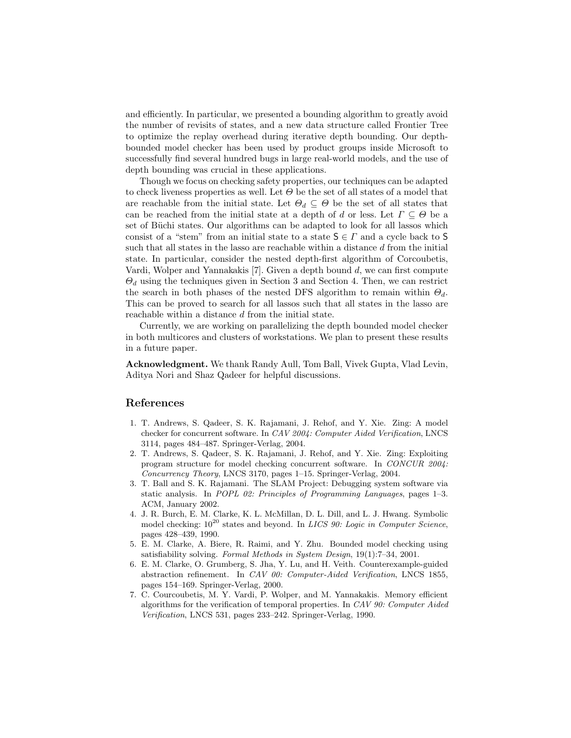and efficiently. In particular, we presented a bounding algorithm to greatly avoid the number of revisits of states, and a new data structure called Frontier Tree to optimize the replay overhead during iterative depth bounding. Our depth-bounded model checker has been used by product groups inside Microsoft to successfully find several hundred bugs in large real-world models, and the use of depth bounding was crucial in these applications.

Though we focus on checking safety properties, our techniques can be adapted to check liveness properties as well. Let $\Theta$ be the set of all states of a model that are reachable from the initial state. Let $\Theta_d \subseteq \Theta$ be the set of all states that can be reached from the initial state at a depth of $d$ or less. Let $\Gamma \subseteq \Theta$ be a set of Büchi states. Our algorithms can be adapted to look for all lassos which consist of a "stem" from an initial state to a state $\mathsf{S} \in \Gamma$ and a cycle back to $\mathsf{S}$ such that all states in the lasso are reachable within a distance $d$ from the initial state. In particular, consider the nested depth-first algorithm of Corcoubetis, Vardi, Wolper and Yannakakis [7]. Given a depth bound $d$, we can first compute $\Theta_d$ using the techniques given in Section 3 and Section 4. Then, we can restrict the search in both phases of the nested DFS algorithm to remain within $\Theta_d$. This can be proved to search for all lassos such that all states in the lasso are reachable within a distance $d$ from the initial state.

Currently, we are working on parallelizing the depth bounded model checker in both multicores and clusters of workstations. We plan to present these results in a future paper.

**Acknowledgment.** We thank Randy Aull, Tom Ball, Vivek Gupta, Vlad Levin, Aditya Nori and Shaz Qadeer for helpful discussions.

## References

1. T. Andrews, S. Qadeer, S. K. Rajamani, J. Rehof, and Y. Xie. Zing: A model checker for concurrent software. In *CAV 2004: Computer Aided Verification*, LNCS 3114, pages 484–487. Springer-Verlag, 2004.
2. T. Andrews, S. Qadeer, S. K. Rajamani, J. Rehof, and Y. Xie. Zing: Exploiting program structure for model checking concurrent software. In *CONCUR 2004: Concurrency Theory*, LNCS 3170, pages 1–15. Springer-Verlag, 2004.
3. T. Ball and S. K. Rajamani. The SLAM Project: Debugging system software via static analysis. In *POPL 02: Principles of Programming Languages*, pages 1–3. ACM, January 2002.
4. J. R. Burch, E. M. Clarke, K. L. McMillan, D. L. Dill, and L. J. Hwang. Symbolic model checking: $10^{20}$ states and beyond. In *LICS 90: Logic in Computer Science*, pages 428–439, 1990.
5. E. M. Clarke, A. Biere, R. Raimi, and Y. Zhu. Bounded model checking using satisfiability solving. *Formal Methods in System Design*, 19(1):7–34, 2001.
6. E. M. Clarke, O. Grumberg, S. Jha, Y. Lu, and H. Veith. Counterexample-guided abstraction refinement. In *CAV 00: Computer-Aided Verification*, LNCS 1855, pages 154–169. Springer-Verlag, 2000.
7. C. Courcoubetis, M. Y. Vardi, P. Wolper, and M. Yannakakis. Memory efficient algorithms for the verification of temporal properties. In *CAV 90: Computer Aided Verification*, LNCS 531, pages 233–242. Springer-Verlag, 1990.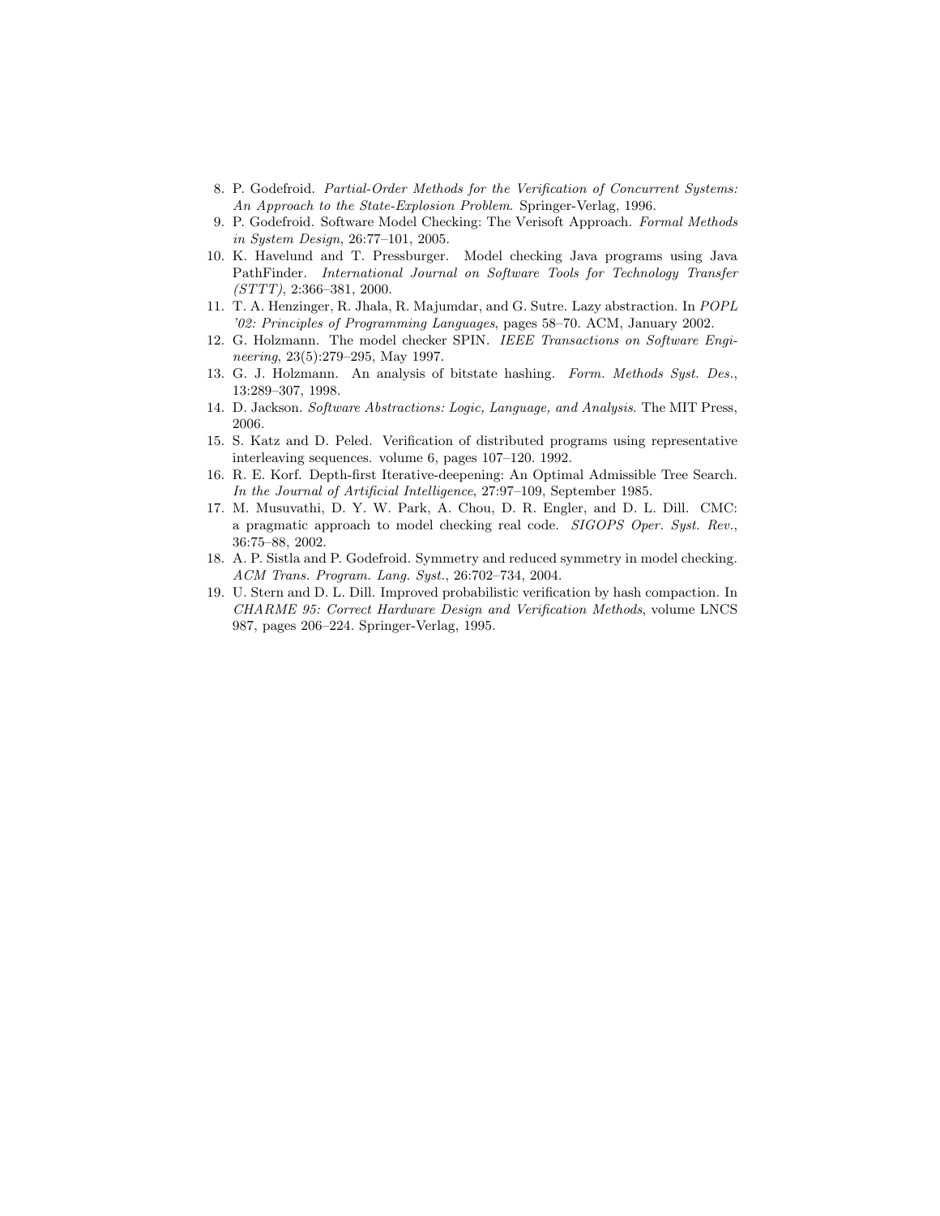8. P. Godefroid. *Partial-Order Methods for the Verification of Concurrent Systems: An Approach to the State-Explosion Problem.* Springer-Verlag, 1996.
9. P. Godefroid. Software Model Checking: The Verisoft Approach. *Formal Methods in System Design*, 26:77–101, 2005.
10. K. Havelund and T. Pressburger. Model checking Java programs using Java PathFinder. *International Journal on Software Tools for Technology Transfer (STTT)*, 2:366–381, 2000.
11. T. A. Henzinger, R. Jhala, R. Majumdar, and G. Sutre. Lazy abstraction. In *POPL '02: Principles of Programming Languages*, pages 58–70. ACM, January 2002.
12. G. Holzmann. The model checker SPIN. *IEEE Transactions on Software Engineering*, 23(5):279–295, May 1997.
13. G. J. Holzmann. An analysis of bitstate hashing. *Form. Methods Syst. Des.*, 13:289–307, 1998.
14. D. Jackson. *Software Abstractions: Logic, Language, and Analysis*. The MIT Press, 2006.
15. S. Katz and D. Peled. Verification of distributed programs using representative interleaving sequences. volume 6, pages 107–120. 1992.
16. R. E. Korf. Depth-first Iterative-deepening: An Optimal Admissible Tree Search. *In the Journal of Artificial Intelligence*, 27:97–109, September 1985.
17. M. Musuvathi, D. Y. W. Park, A. Chou, D. R. Engler, and D. L. Dill. CMC: a pragmatic approach to model checking real code. *SIGOPS Oper. Syst. Rev.*, 36:75–88, 2002.
18. A. P. Sistla and P. Godefroid. Symmetry and reduced symmetry in model checking. *ACM Trans. Program. Lang. Syst.*, 26:702–734, 2004.
19. U. Stern and D. L. Dill. Improved probabilistic verification by hash compaction. In *CHARME 95: Correct Hardware Design and Verification Methods*, volume LNCS 987, pages 206–224. Springer-Verlag, 1995.